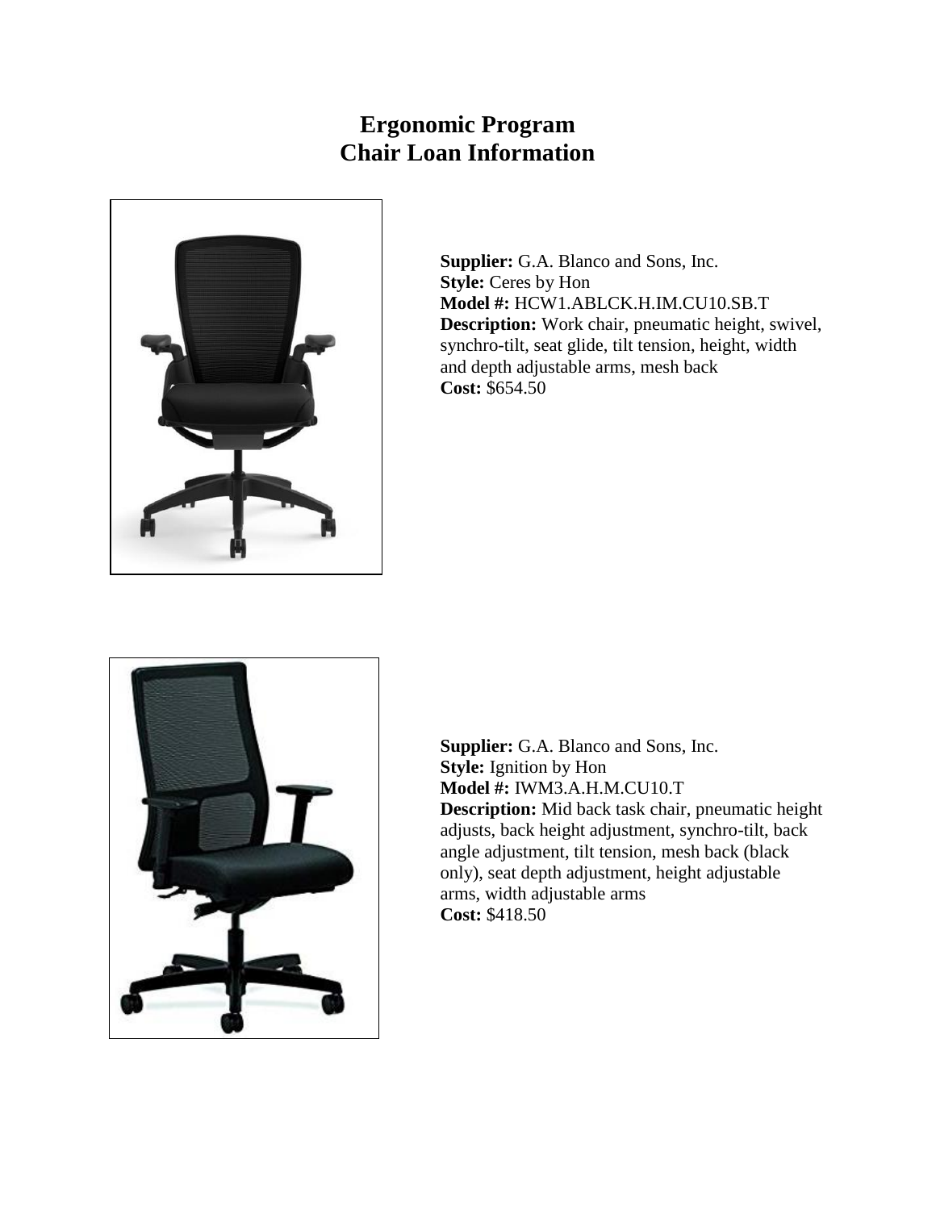# Ergonomic Program
# Chair Loan Information

**Supplier:** G.A. Blanco and Sons, Inc.
**Style:** Ceres by Hon
**Model #:** HCW1.ABLCK.H.IM.CU10.SB.T
**Description:** Work chair, pneumatic height, swivel, synchro-tilt, seat glide, tilt tension, height, width and depth adjustable arms, mesh back
**Cost:** $654.50

**Supplier:** G.A. Blanco and Sons, Inc.
**Style:** Ignition by Hon
**Model #:** IWM3.A.H.M.CU10.T
**Description:** Mid back task chair, pneumatic height adjusts, back height adjustment, synchro-tilt, back angle adjustment, tilt tension, mesh back (black only), seat depth adjustment, height adjustable arms, width adjustable arms
**Cost:** $418.50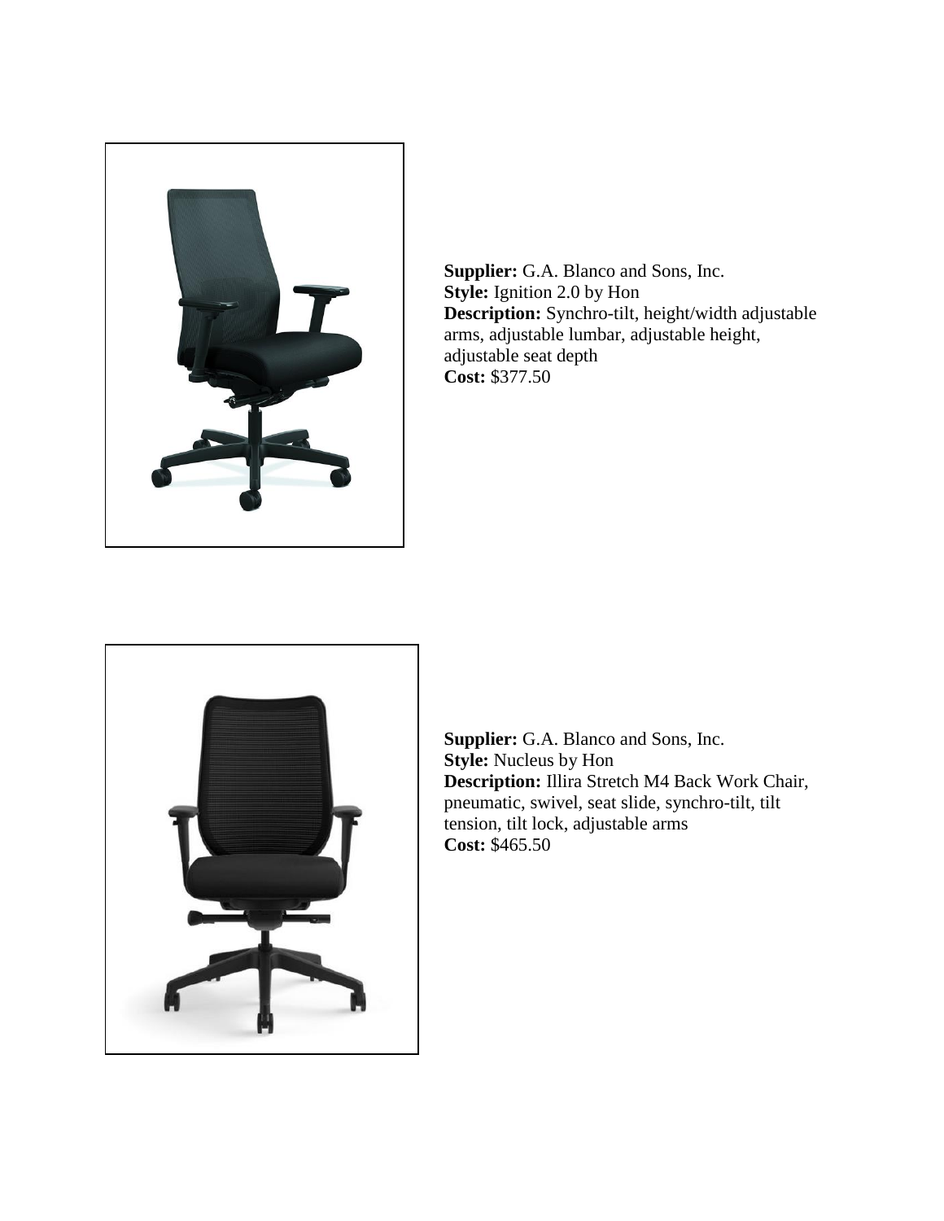**Supplier:** G.A. Blanco and Sons, Inc.
**Style:** Ignition 2.0 by Hon
**Description:** Synchro-tilt, height/width adjustable arms, adjustable lumbar, adjustable height, adjustable seat depth
**Cost:** $377.50

**Supplier:** G.A. Blanco and Sons, Inc.
**Style:** Nucleus by Hon
**Description:** Illira Stretch M4 Back Work Chair, pneumatic, swivel, seat slide, synchro-tilt, tilt tension, tilt lock, adjustable arms
**Cost:** $465.50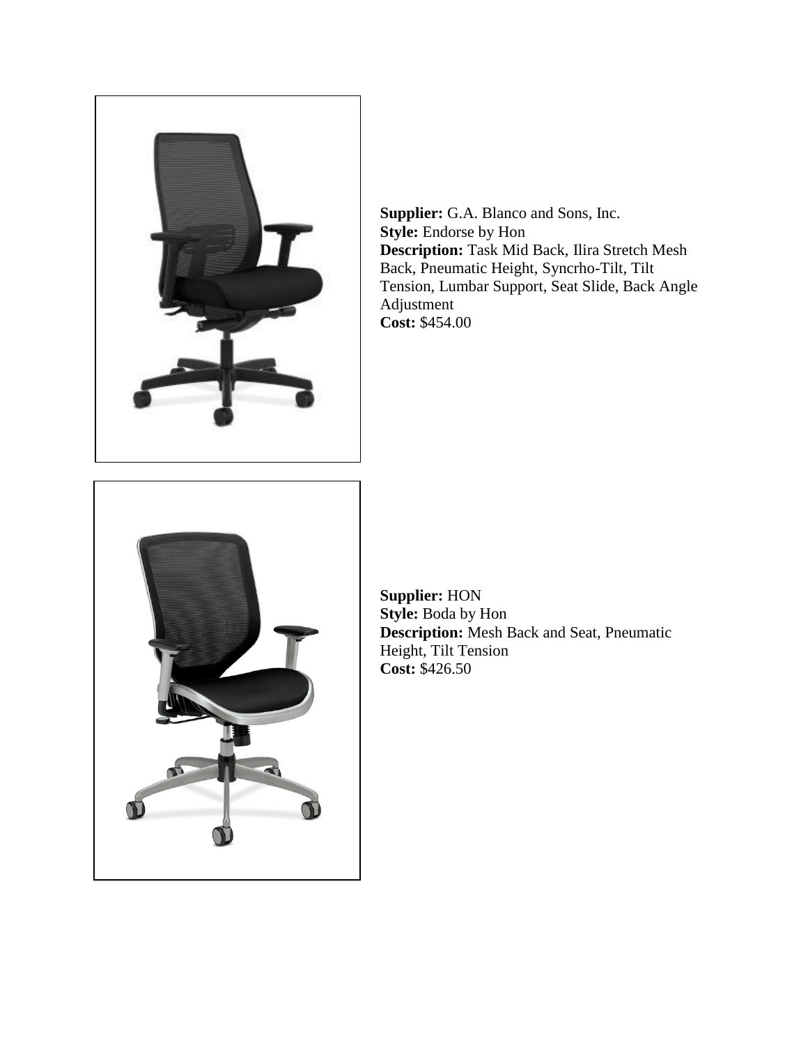**Supplier:** G.A. Blanco and Sons, Inc.
**Style:** Endorse by Hon
**Description:** Task Mid Back, Ilira Stretch Mesh Back, Pneumatic Height, Syncrho-Tilt, Tilt Tension, Lumbar Support, Seat Slide, Back Angle Adjustment
**Cost:** $454.00

**Supplier:** HON
**Style:** Boda by Hon
**Description:** Mesh Back and Seat, Pneumatic Height, Tilt Tension
**Cost:** $426.50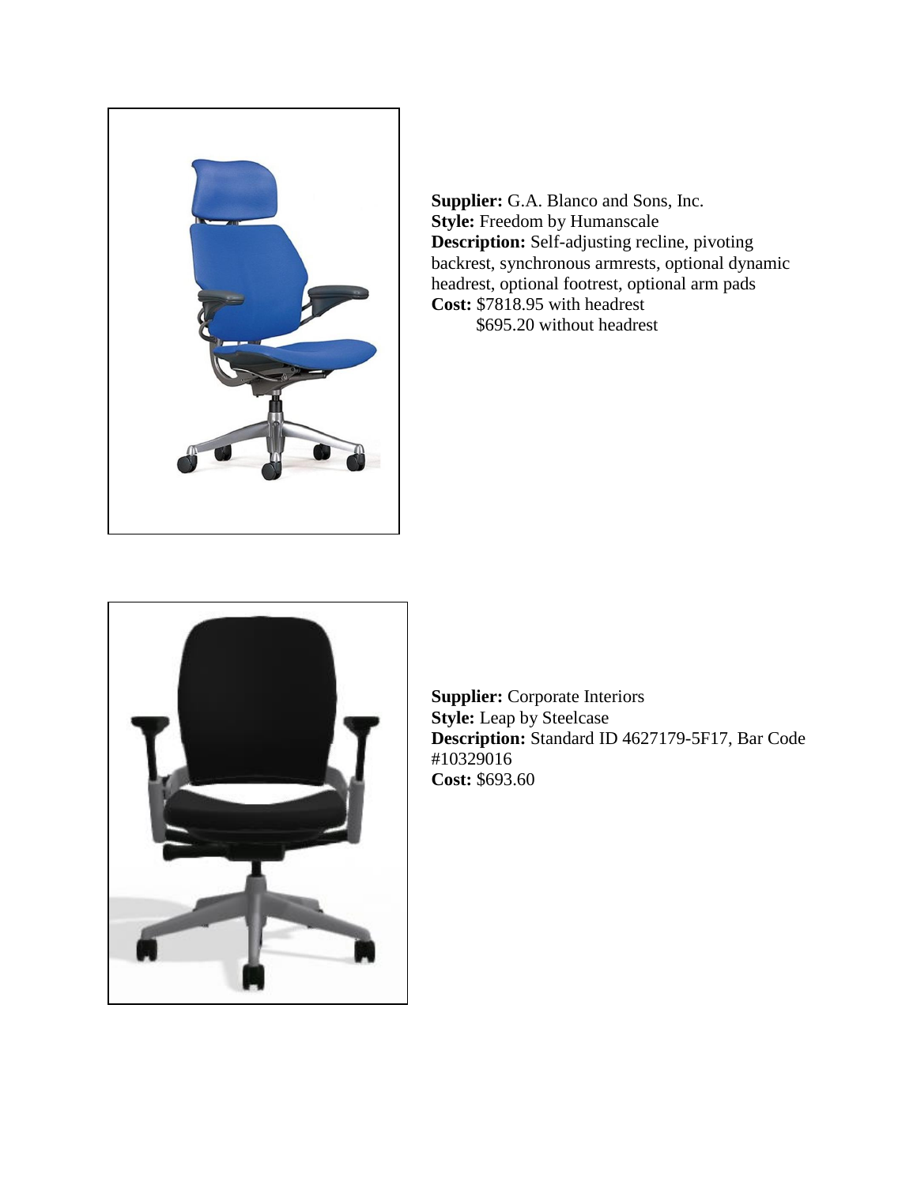**Supplier:** G.A. Blanco and Sons, Inc.
**Style:** Freedom by Humanscale
**Description:** Self-adjusting recline, pivoting backrest, synchronous armrests, optional dynamic headrest, optional footrest, optional arm pads
**Cost:** $7818.95 with headrest
$695.20 without headrest

**Supplier:** Corporate Interiors
**Style:** Leap by Steelcase
**Description:** Standard ID 4627179-5F17, Bar Code #10329016
**Cost:** $693.60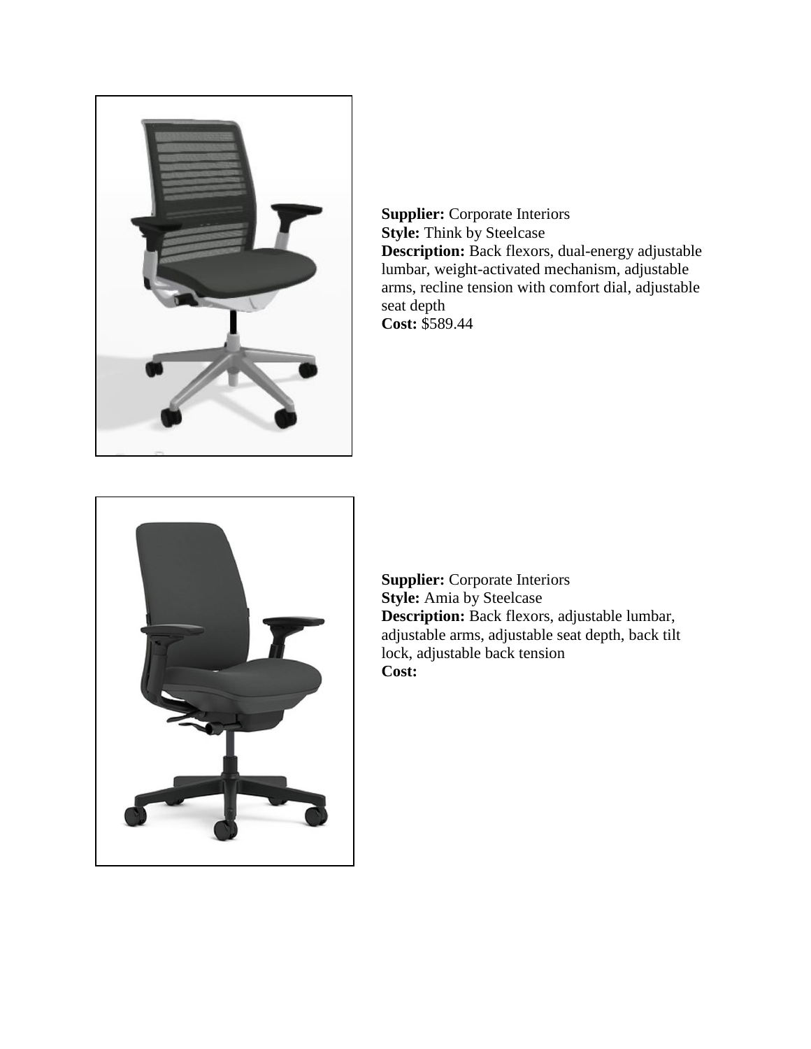**Supplier:** Corporate Interiors
**Style:** Think by Steelcase
**Description:** Back flexors, dual-energy adjustable lumbar, weight-activated mechanism, adjustable arms, recline tension with comfort dial, adjustable seat depth
**Cost:** $589.44

**Supplier:** Corporate Interiors
**Style:** Amia by Steelcase
**Description:** Back flexors, adjustable lumbar, adjustable arms, adjustable seat depth, back tilt lock, adjustable back tension
**Cost:**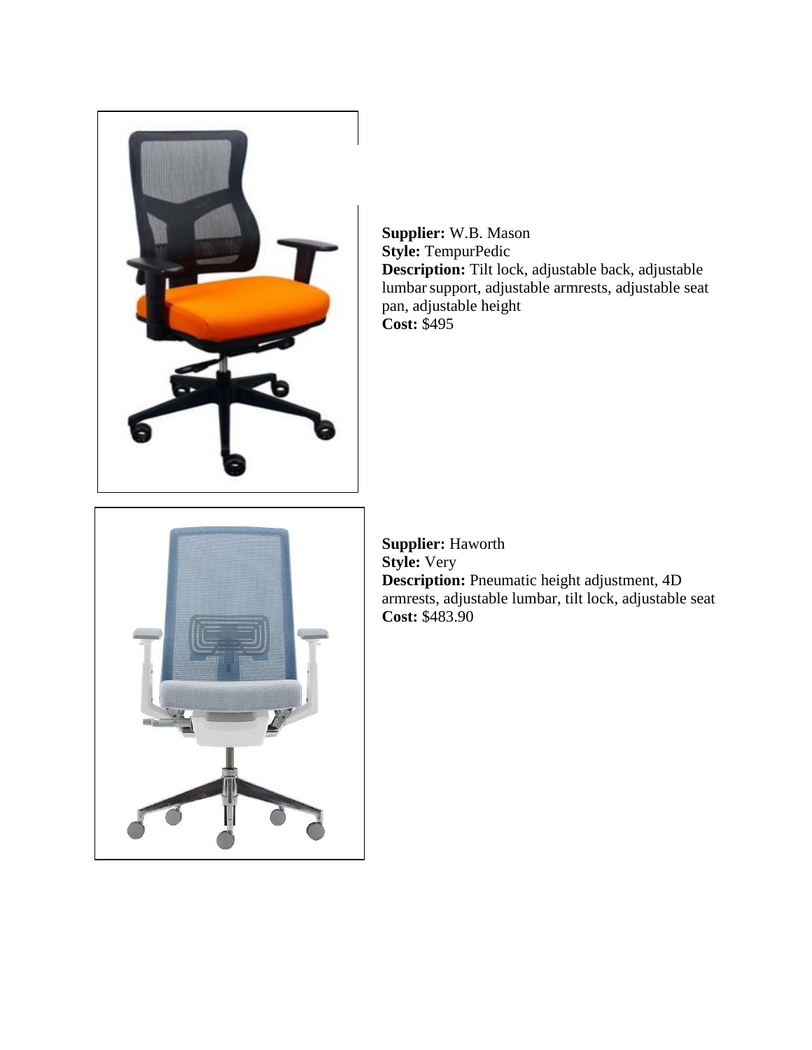**Supplier:** W.B. Mason
**Style:** TempurPedic
**Description:** Tilt lock, adjustable back, adjustable lumbar support, adjustable armrests, adjustable seat pan, adjustable height
**Cost:** $495

**Supplier:** Haworth
**Style:** Very
**Description:** Pneumatic height adjustment, 4D armrests, adjustable lumbar, tilt lock, adjustable seat
**Cost:** $483.90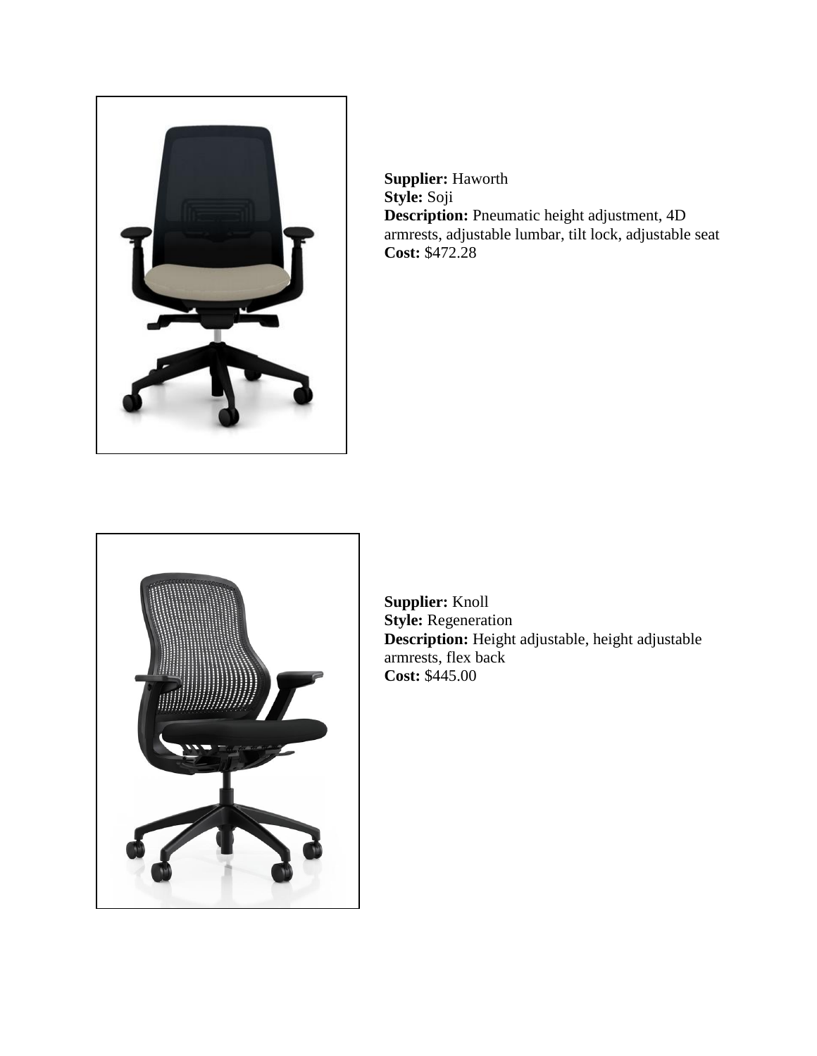**Supplier:** Haworth
**Style:** Soji
**Description:** Pneumatic height adjustment, 4D armrests, adjustable lumbar, tilt lock, adjustable seat
**Cost:** $472.28

**Supplier:** Knoll
**Style:** Regeneration
**Description:** Height adjustable, height adjustable armrests, flex back
**Cost:** $445.00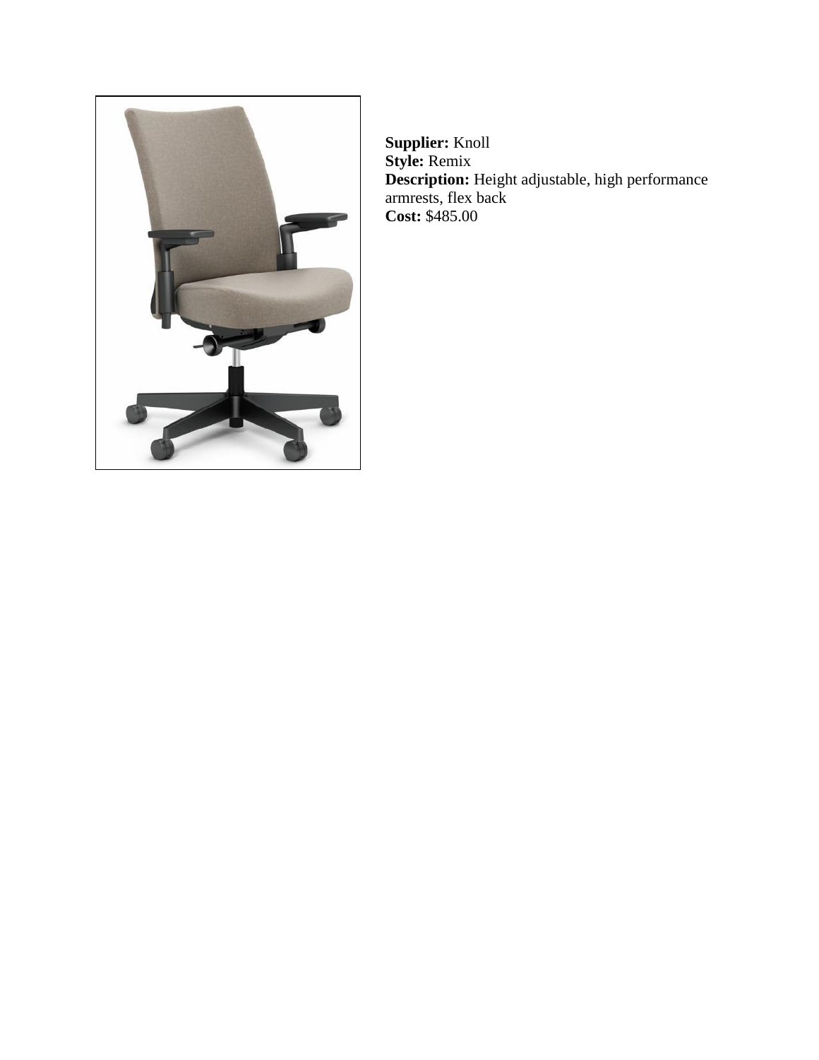**Supplier:** Knoll
**Style:** Remix
**Description:** Height adjustable, high performance armrests, flex back
**Cost:** $485.00